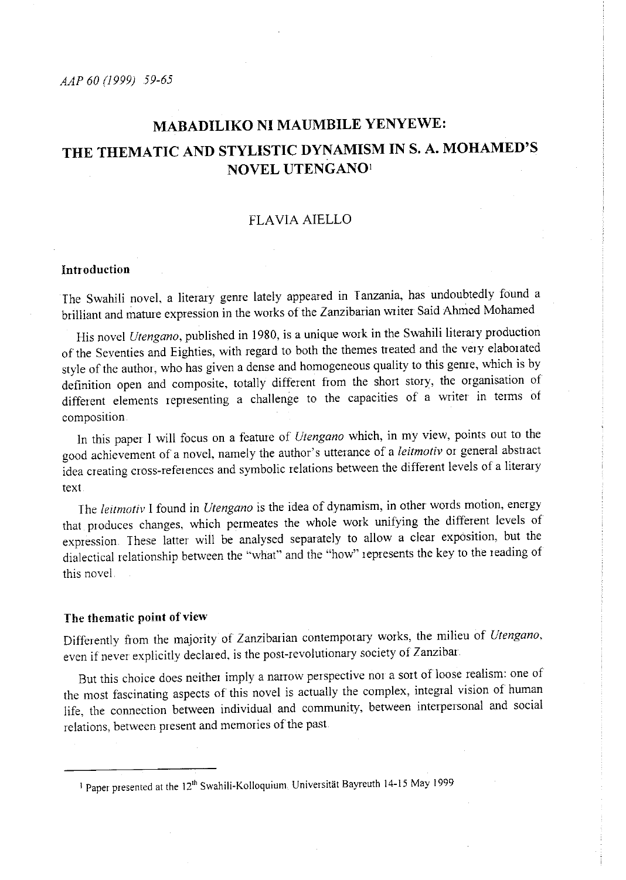# MABADILIKO NI MAUMBILE YENYEWE: THE THEMATIC AND STYLISTIC DYNAMISM IN S. A. MOHAMED'S NOVEL UTENGANO[1]

FLAVIA AIELLO

## Introduction

The Swahili novel, a literary genre lately appeared in Tanzania, has undoubtedly found a brilliant and mature expression in the works of the Zanzibarian writer Said Ahmed Mohamed

His novel *Utengano*, published in 1980, is a unique work in the Swahili literary production of the Seventies and Eighties, with regard to both the themes treated and the very elaborated style of the author, who has given a dense and homogeneous quality to this genre, which is by definition open and composite, totally different from the short story, the organisation of different elements representing a challenge to the capacities of a writer in terms of composition.

In this paper I will focus on a feature of *Utengano* which, in my view, points out to the good achievement of a novel, namely the author's utterance of a *leitmotiv* or general abstract idea creating cross-references and symbolic relations between the different levels of a literary text.

The *leitmotiv* I found in *Utengano* is the idea of dynamism, in other words motion, energy that produces changes, which permeates the whole work unifying the different levels of expression. These latter will be analysed separately to allow a clear exposition, but the dialectical relationship between the "what" and the "how" represents the key to the reading of this novel.

## The thematic point of view

Differently from the majority of Zanzibarian contemporary works, the milieu of *Utengano*, even if never explicitly declared, is the post-revolutionary society of Zanzibar.

But this choice does neither imply a narrow perspective nor a sort of loose realism: one of the most fascinating aspects of this novel is actually the complex, integral vision of human life, the connection between individual and community, between interpersonal and social relations, between present and memories of the past.

---

[1] Paper presented at the 12th Swahili-Kolloquium, Universität Bayreuth 14-15 May 1999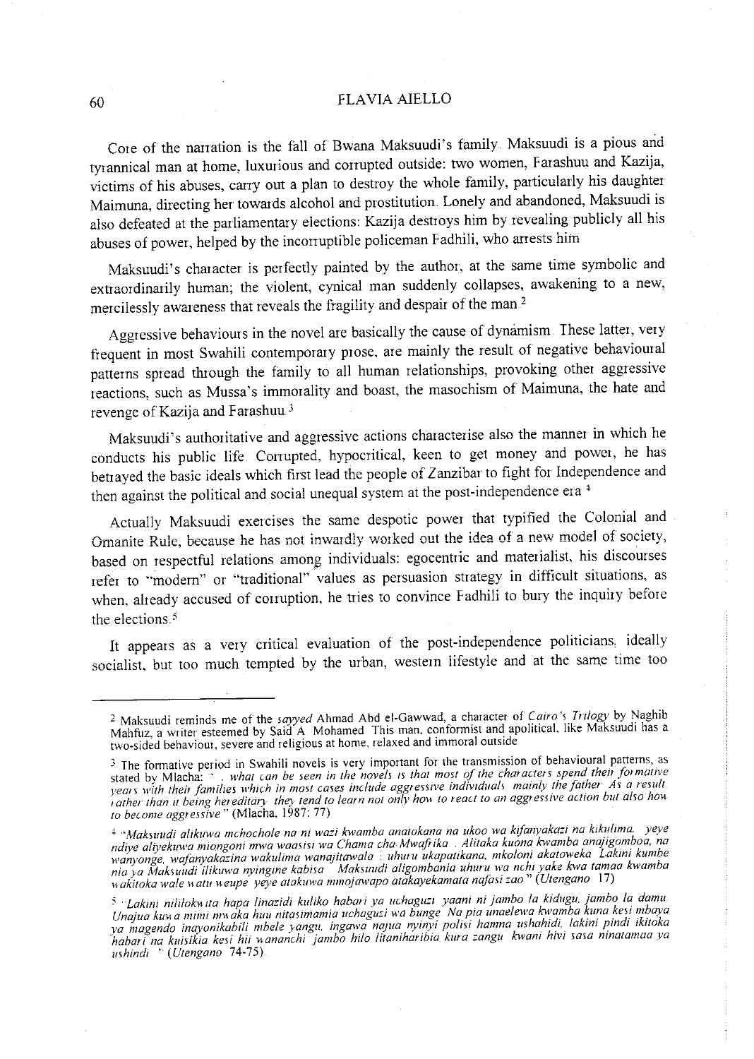Core of the narration is the fall of Bwana Maksuudi's family. Maksuudi is a pious and tyrannical man at home, luxurious and corrupted outside: two women, Farashuu and Kazija, victims of his abuses, carry out a plan to destroy the whole family, particularly his daughter Maimuna, directing her towards alcohol and prostitution. Lonely and abandoned, Maksuudi is also defeated at the parliamentary elections: Kazija destroys him by revealing publicly all his abuses of power, helped by the incorruptible policeman Fadhili, who arrests him

Maksuudi's character is perfectly painted by the author, at the same time symbolic and extraordinarily human; the violent, cynical man suddenly collapses, awakening to a new, mercilessly awareness that reveals the fragility and despair of the man [2]

Aggressive behaviours in the novel are basically the cause of dynamism. These latter, very frequent in most Swahili contemporary prose, are mainly the result of negative behavioural patterns spread through the family to all human relationships, provoking other aggressive reactions, such as Mussa's immorality and boast, the masochism of Maimuna, the hate and revenge of Kazija and Farashuu [3]

Maksuudi's authoritative and aggressive actions characterise also the manner in which he conducts his public life. Corrupted, hypocritical, keen to get money and power, he has betrayed the basic ideals which first lead the people of Zanzibar to fight for Independence and then against the political and social unequal system at the post-independence era [4]

Actually Maksuudi exercises the same despotic power that typified the Colonial and Omanite Rule, because he has not inwardly worked out the idea of a new model of society, based on respectful relations among individuals: egocentric and materialist, his discourses refer to "modern" or "traditional" values as persuasion strategy in difficult situations, as when, already accused of corruption, he tries to convince Fadhili to bury the inquiry before the elections [5]

It appears as a very critical evaluation of the post-independence politicians, ideally socialist, but too much tempted by the urban, western lifestyle and at the same time too

---

[2] Maksuudi reminds me of the *sayyed* Ahmad Abd el-Gawwad, a character of *Cairo's Trilogy* by Naghib Mahfuz, a writer esteemed by Said A. Mohamed. This man, conformist and apolitical, like Maksuudi has a two-sided behaviour, severe and religious at home, relaxed and immoral outside

[3] The formative period in Swahili novels is very important for the transmission of behavioural patterns, as stated by Mlacha: "... *what can be seen in the novels is that most of the characters spend their formative years with their families which in most cases include aggressive individuals, mainly the father. As a result rather than it being hereditary, they tend to learn not only how to react to an aggressive action but also how to become aggressive*" (Mlacha, 1987: 77)

[4] "*Maksuudi alikuwa mchochole na ni wazi kwamba anatokana na ukoo wa kifanyakazi na kikulima. ... yeye ndiye aliyekuwa miongoni mwa waasisi wa Chama cha Mwafrika ... Alitaka kuona kwamba anajigomboa, na wanyonge, wafanyakazina wakulima wanajitawala ... uhuru ukapatikana, mkoloni akatoweka. Lakini kumbe nia ya Maksuudi ilikuwa nyingine kabisa ... Maksuudi aligombania uhuru wa nchi yake kwa tamaa kwamba wakitoka wale watu weupe yeye atakuwa mmojawapo atakayekamata nafasi zao*" (*Utengano* 17)

[5] "*Lakini nililokwita hapa linazidi kuliko habari ya uchaguzi ... yaani ni jambo la kidugu, jambo la damu. Unajua kuwa mimi mwaka huu nitasimamia uchaguzi wa bunge. Na pia unaelewa kwamba kuna kesi mbaya ya magendo inayonikabili mbele yangu, ingawa najua nyinyi polisi hamna ushahidi, lakini pindi ikitoka habari na kuisikia kesi hii wananchi jambo hilo litaniharibia kura zangu. kwani hivi sasa ninatamaa ya ushindi ...*" (*Utengano* 74-75)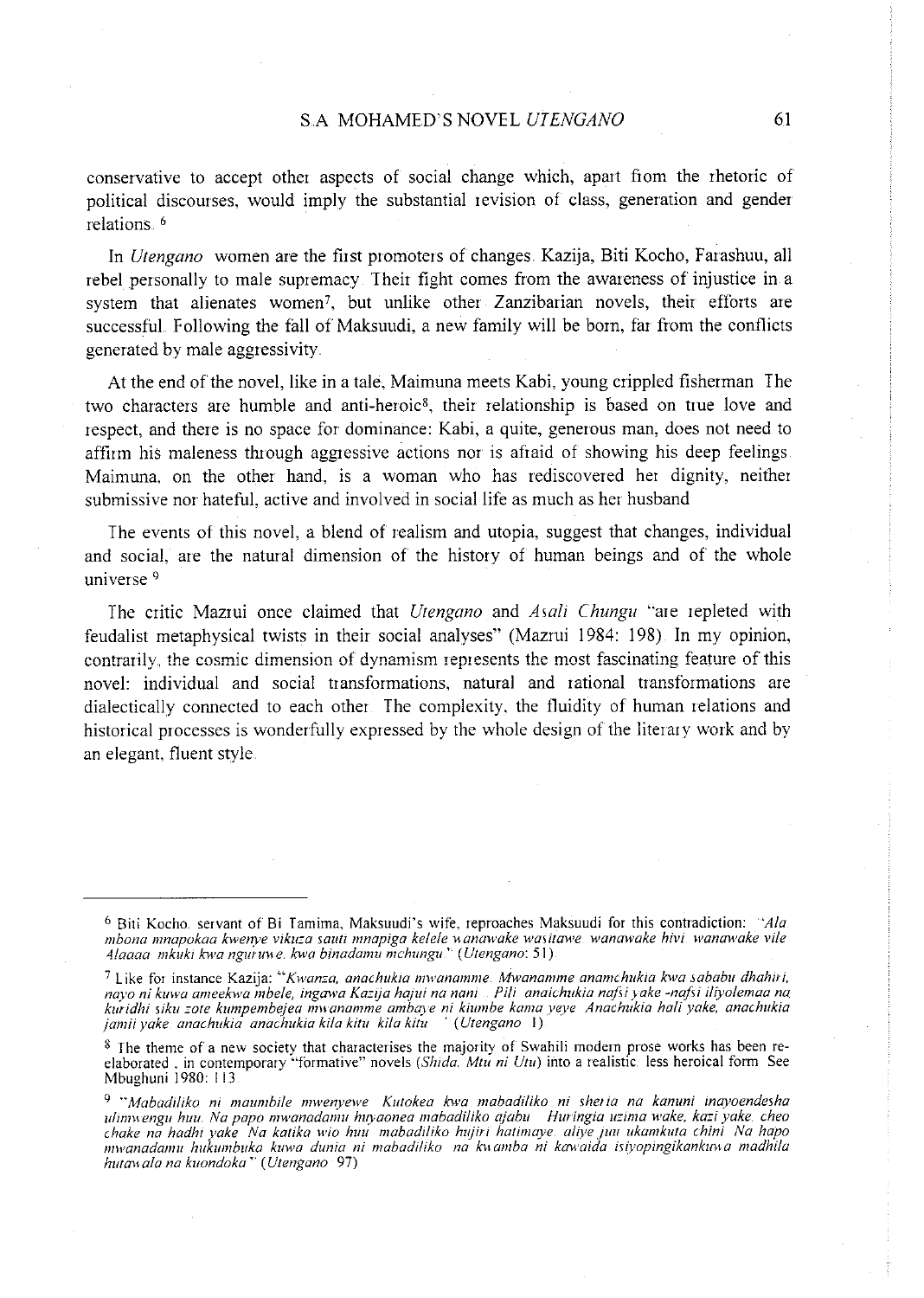conservative to accept other aspects of social change which, apart from the rhetoric of political discourses, would imply the substantial revision of class, generation and gender relations.[6]

In *Utengano* women are the first promoters of changes. Kazija, Biti Kocho, Farashuu, all rebel personally to male supremacy. Their fight comes from the awareness of injustice in a system that alienates women[7], but unlike other Zanzibarian novels, their efforts are successful. Following the fall of Maksuudi, a new family will be born, far from the conflicts generated by male aggressivity.

At the end of the novel, like in a tale, Maimuna meets Kabi, young crippled fisherman. The two characters are humble and anti-heroic[8], their relationship is based on true love and respect, and there is no space for dominance: Kabi, a quite, generous man, does not need to affirm his maleness through aggressive actions nor is afraid of showing his deep feelings. Maimuna, on the other hand, is a woman who has rediscovered her dignity, neither submissive nor hateful, active and involved in social life as much as her husband.

The events of this novel, a blend of realism and utopia, suggest that changes, individual and social, are the natural dimension of the history of human beings and of the whole universe.[9]

The critic Mazrui once claimed that *Utengano* and *Asali Chungu* "are repleted with feudalist metaphysical twists in their social analyses" (Mazrui 1984: 198). In my opinion, contrarily, the cosmic dimension of dynamism represents the most fascinating feature of this novel: individual and social transformations, natural and rational transformations are dialectically connected to each other. The complexity, the fluidity of human relations and historical processes is wonderfully expressed by the whole design of the literary work and by an elegant, fluent style.

---

[6] Biti Kocho, servant of Bi Tamima, Maksuudi's wife, reproaches Maksuudi for this contradiction: *"Ala mbona mnapokaa kwenye vikuza sauti mnapiga kelele wanawake wasitawe wanawake hivi wanawake vile. Alaaaa mkuki kwa nguruwe, kwa binadamu mchungu."* (*Utengano*: 51).

[7] Like for instance Kazija: *"Kwanza, anachukia mwanamme. Mwanamme anamchukia kwa sababu dhahiri, nayo ni kuwa ameekwa mbele, ingawa Kazija hajui na nani. Pili anaichukia nafsi yake -nafsi iliyolemaa na kuridhi siku zote kumpembejea mwanamme ambaye ni kiumbe kama yeye. Anachukia hali yake, anachukia jamii yake, anachukia anachukia kila kitu kila kitu."* (*Utengano* 1).

[8] The theme of a new society that characterises the majority of Swahili modern prose works has been re-elaborated , in contemporary "formative" novels (*Shida, Mtu ni Utu*) into a realistic, less heroical form. See Mbughuni 1980: 113.

[9] *"Mabadiliko ni maumbile mwenyewe. Kutokea kwa mabadiliko ni sheria na kanuni inayoendesha ulimwengu huu. Na papo mwanadamu huyaonea mabadiliko ajabu. Huringia uzima wake, kazi yake, cheo chake na hadhi yake. Na katika wio huu mabadiliko hujiri hatimaye, aliye juu ukamkuta chini. Na hapo mwanadamu hukumbuka kuwa dunia ni mabadiliko na kwamba ni kawaida isiyopingikankuwa madhila hutawala na kuondoka."* (*Utengano* 97).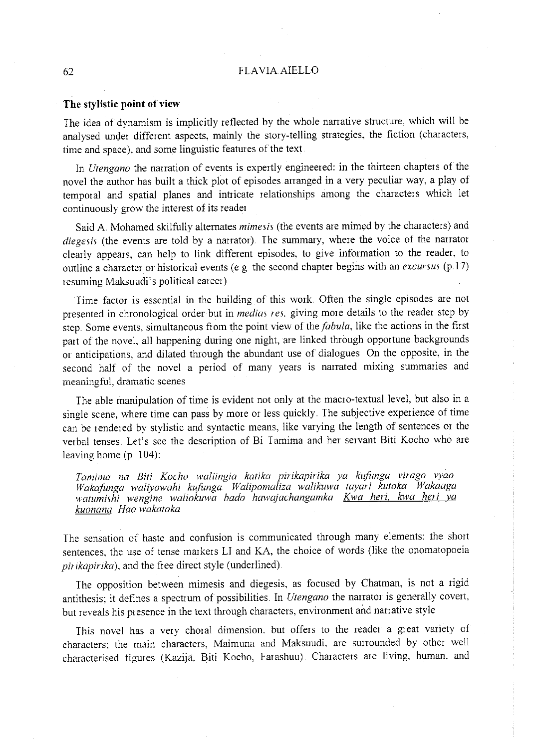### The stylistic point of view

The idea of dynamism is implicitly reflected by the whole narrative structure, which will be analysed under different aspects, mainly the story-telling strategies, the fiction (characters, time and space), and some linguistic features of the text.

In *Utengano* the narration of events is expertly engineered: in the thirteen chapters of the novel the author has built a thick plot of episodes arranged in a very peculiar way, a play of temporal and spatial planes and intricate relationships among the characters which let continuously grow the interest of its reader.

Said A. Mohamed skilfully alternates *mimesis* (the events are mimed by the characters) and *diegesis* (the events are told by a narrator). The summary, where the voice of the narrator clearly appears, can help to link different episodes, to give information to the reader, to outline a character or historical events (e.g. the second chapter begins with an *excursus* (p.17) resuming Maksuudi's political career).

Time factor is essential in the building of this work. Often the single episodes are not presented in chronological order but in *medias res*, giving more details to the reader step by step. Some events, simultaneous from the point view of the *fabula*, like the actions in the first part of the novel, all happening during one night, are linked through opportune backgrounds or anticipations, and dilated through the abundant use of dialogues. On the opposite, in the second half of the novel a period of many years is narrated mixing summaries and meaningful, dramatic scenes.

The able manipulation of time is evident not only at the macro-textual level, but also in a single scene, where time can pass by more or less quickly. The subjective experience of time can be rendered by stylistic and syntactic means, like varying the length of sentences or the verbal tenses. Let's see the description of Bi Tamima and her servant Biti Kocho who are leaving home (p. 104):

> *Tamima na Biti Kocho waliingia katika pirikapirika ya kufunga virago vyao. Wakafunga waliyowahi kufunga. Walipomaliza walikuwa tayari kutoka. Wakaaga watumishi wengine waliokuwa bado hawajachangamka. Kwa heri, kwa heri ya kuonana. Hao wakatoka.*

The sensation of haste and confusion is communicated through many elements: the short sentences, the use of tense markers LI and KA, the choice of words (like the onomatopoeia *pirikapirika*), and the free direct style (underlined).

The opposition between mimesis and diegesis, as focused by Chatman, is not a rigid antithesis; it defines a spectrum of possibilities. In *Utengano* the narrator is generally covert, but reveals his presence in the text through characters, environment and narrative style.

This novel has a very choral dimension, but offers to the reader a great variety of characters; the main characters, Maimuna and Maksuudi, are surrounded by other well characterised figures (Kazija, Biti Kocho, Farashuu). Characters are living, human, and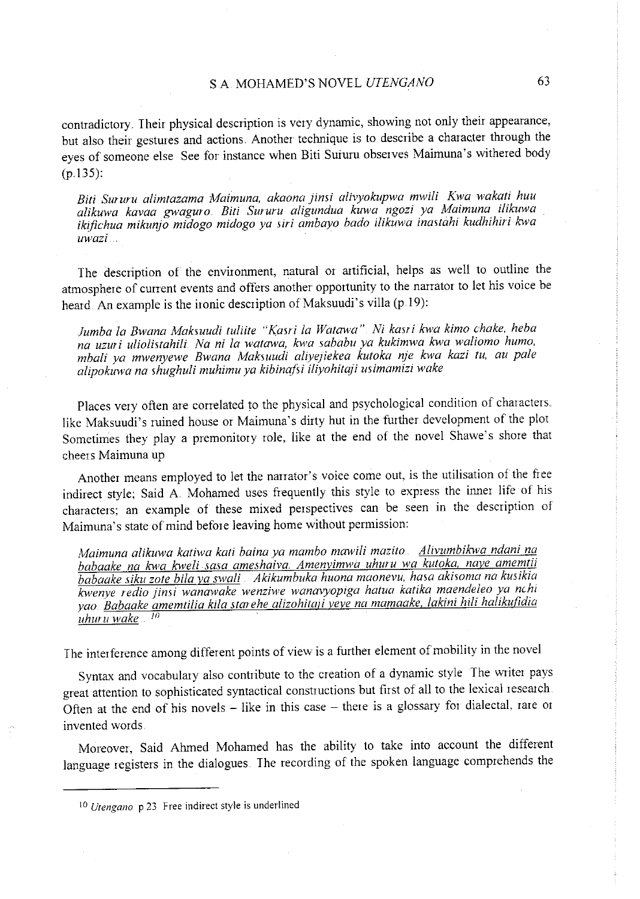contradictory. Their physical description is very dynamic, showing not only their appearance, but also their gestures and actions. Another technique is to describe a character through the eyes of someone else See for instance when Biti Sururu observes Maimuna's withered body (p.135):

> *Biti Sururu alimtazama Maimuna, akaona jinsi alivyokupwa mwili Kwa wakati huu alikuwa kavaa gwaguro. Biti Sururu aligundua kuwa ngozi ya Maimuna ilikuwa ikifichua mikunjo midogo midogo ya siri ambayo bado ilikuwa inastahi kudhihiri kwa uwazi...*

The description of the environment, natural or artificial, helps as well to outline the atmosphere of current events and offers another opportunity to the narrator to let his voice be heard. An example is the ironic description of Maksuudi's villa (p.19):

> *Jumba la Bwana Maksuudi tuliite "Kasri la Watawa". Ni kasri kwa kimo chake, heba na uzuri uliolistahili. Na ni la watawa, kwa sababu ya kukimwa kwa waliomo humo, mbali ya mwenyewe Bwana Maksuudi aliyejiekea kutoka nje kwa kazi tu, au pale alipokuwa na shughuli muhimu ya kibinafsi iliyohitaji usimamizi wake*

Places very often are correlated to the physical and psychological condition of characters, like Maksuudi's ruined house or Maimuna's dirty hut in the further development of the plot. Sometimes they play a premonitory role, like at the end of the novel Shawe's shore that cheers Maimuna up.

Another means employed to let the narrator's voice come out, is the utilisation of the free indirect style; Said A. Mohamed uses frequently this style to express the inner life of his characters; an example of these mixed perspectives can be seen in the description of Maimuna's state of mind before leaving home without permission:

> *Maimuna alikuwa katiwa kati baina ya mambo mawili mazito.* <u>*Alivumbikwa ndani na babaake na kwa kweli sasa ameshaiva. Amenyimwa uhuru wa kutoka, naye amemtii babaake siku zote bila ya swali.*</u> *Akikumbuka huona maonevu, hasa akisoma na kusikia kwenye redio jinsi wanawake wenziwe wanavyopiga hatua katika maendeleo ya nchi yao.* <u>*Babaake amemtilia kila starehe alizohitaji yeye na mamaake, lakini hili halikufidia uhuru wake...*</u>[10]

The interference among different points of view is a further element of mobility in the novel

Syntax and vocabulary also contribute to the creation of a dynamic style. The writer pays great attention to sophisticated syntactical constructions but first of all to the lexical research. Often at the end of his novels – like in this case – there is a glossary for dialectal, rare or invented words.

Moreover, Said Ahmed Mohamed has the ability to take into account the different language registers in the dialogues. The recording of the spoken language comprehends the

---

[10] *Utengano* p.23. Free indirect style is underlined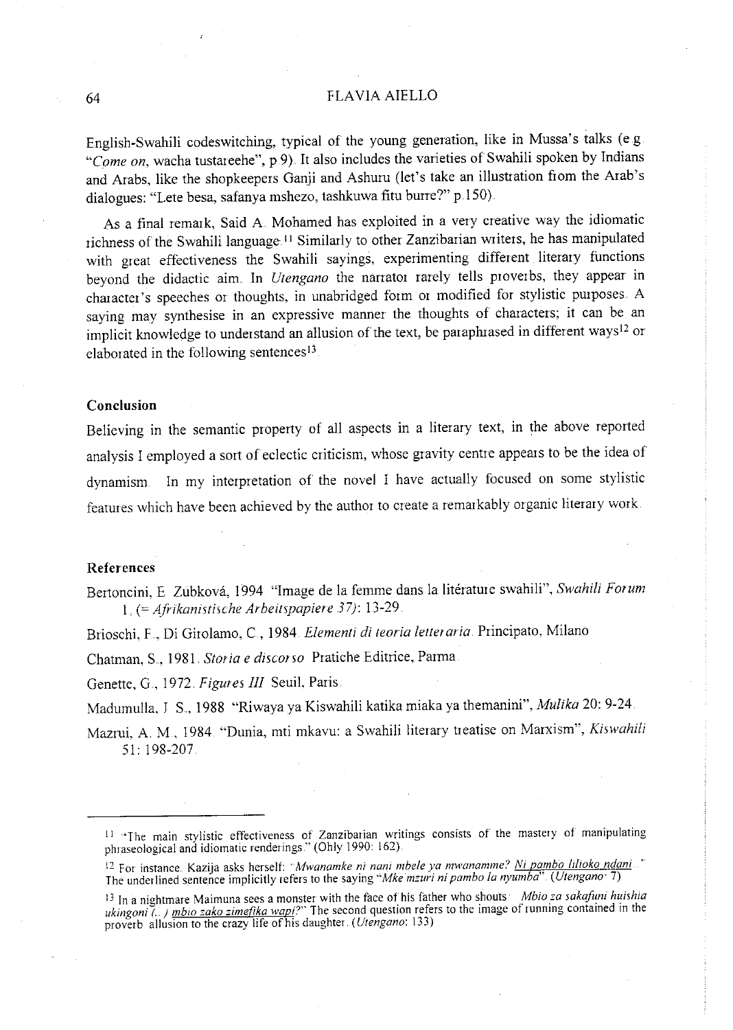English-Swahili codeswitching, typical of the young generation, like in Mussa's talks (e.g. "*Come on*, wacha tustareehe", p.9). It also includes the varieties of Swahili spoken by Indians and Arabs, like the shopkeepers Ganji and Ashuru (let's take an illustration from the Arab's dialogues: "Lete besa, safanya mshezo, tashkuwa fitu burre?" p.150).

As a final remark, Said A. Mohamed has exploited in a very creative way the idiomatic richness of the Swahili language.[11] Similarly to other Zanzibarian writers, he has manipulated with great effectiveness the Swahili sayings, experimenting different literary functions beyond the didactic aim. In *Utengano* the narrator rarely tells proverbs, they appear in character's speeches or thoughts, in unabridged form or modified for stylistic purposes. A saying may synthesise in an expressive manner the thoughts of characters; it can be an implicit knowledge to understand an allusion of the text, be paraphrased in different ways[12] or elaborated in the following sentences[13].

## Conclusion

Believing in the semantic property of all aspects in a literary text, in the above reported analysis I employed a sort of eclectic criticism, whose gravity centre appears to be the idea of dynamism. In my interpretation of the novel I have actually focused on some stylistic features which have been achieved by the author to create a remarkably organic literary work.

## References

Bertoncini, E. Zúbková, 1994. "Image de la femme dans la litérature swahili", *Swahili Forum* 1, (= *Afrikanistische Arbeitspapiere 37*): 13-29.

Brioschi, F., Di Girolamo, C., 1984. *Elementi di teoria letteraria*. Principato, Milano

Chatman, S., 1981. *Storia e discorso*. Pratiche Editrice, Parma.

Genette, G., 1972. *Figures III*. Seuil, Paris.

Madumulla, J. S., 1988. "Riwaya ya Kiswahili katika miaka ya themanini", *Mulika* 20: 9-24.

Mazrui, A. M., 1984. "Dunia, mti mkavu: a Swahili literary treatise on Marxism", *Kiswahili* 51: 198-207.

---

[11] "The main stylistic effectiveness of Zanzibarian writings consists of the mastery of manipulating phraseological and idiomatic renderings." (Ohly 1990: 162).

[12] For instance, Kazija asks herself: "*Mwanamke ni nani mbele ya mwanamme? Ni pambo lilioko ndani...*" The underlined sentence implicitly refers to the saying "*Mke mzuri ni pambo la nyumba*". (*Utengano*: 7)

[13] In a nightmare Maimuna sees a monster with the face of his father who shouts: "*Mbio za sakafuni huishia ukingoni (...) mbio zako zimefika wapi?*" The second question refers to the image of running contained in the proverb: allusion to the crazy life of his daughter. (*Utengano*: 133)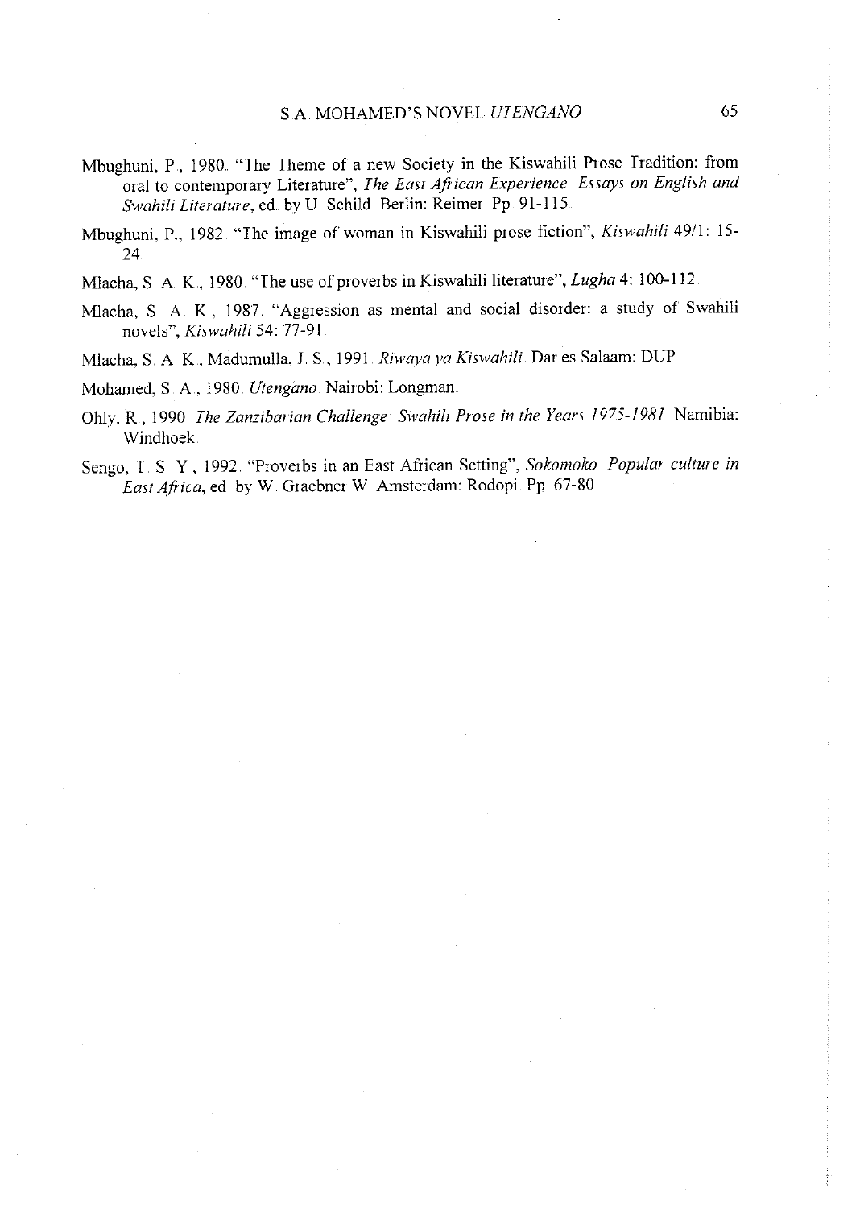Mbughuni, P., 1980. "The Theme of a new Society in the Kiswahili Prose Tradition: from oral to contemporary Literature", *The East African Experience Essays on English and Swahili Literature*, ed. by U. Schild Berlin: Reimer Pp 91-115.

Mbughuni, P., 1982. "The image of woman in Kiswahili prose fiction", *Kiswahili* 49/1: 15-24.

Mlacha, S. A. K., 1980. "The use of proverbs in Kiswahili literature", *Lugha* 4: 100-112.

Mlacha, S. A. K., 1987. "Aggression as mental and social disorder: a study of Swahili novels", *Kiswahili* 54: 77-91.

Mlacha, S. A. K., Madumulla, J. S., 1991. *Riwaya ya Kiswahili*. Dar es Salaam: DUP

Mohamed, S. A., 1980. *Utengano*. Nairobi: Longman.

Ohly, R., 1990. *The Zanzibarian Challenge Swahili Prose in the Years 1975-1981* Namibia: Windhoek.

Sengo, T. S. Y., 1992. "Proverbs in an East African Setting", *Sokomoko Popular culture in East Africa*, ed. by W. Graebner W Amsterdam: Rodopi Pp. 67-80